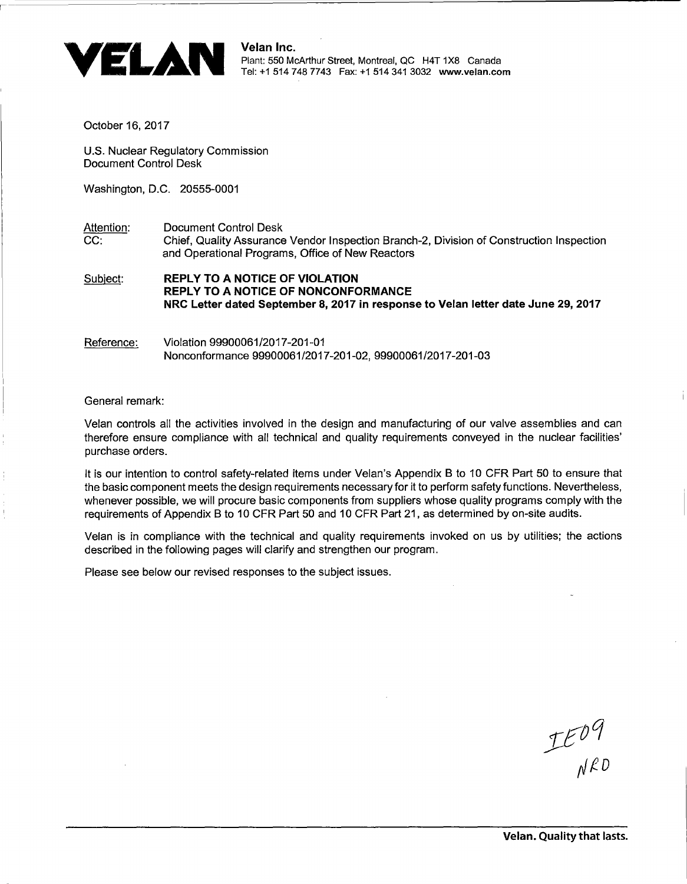**VELAN**

**Velan Inc.**
Plant: 550 McArthur Street, Montreal, QC H4T 1X8 Canada
Tel: +1 514 748 7743 Fax: +1 514 341 3032 **www.velan.com**

October 16, 2017

U.S. Nuclear Regulatory Commission
Document Control Desk

Washington, D.C. 20555-0001

Attention: Document Control Desk
CC: Chief, Quality Assurance Vendor Inspection Branch-2, Division of Construction Inspection and Operational Programs, Office of New Reactors

Subject: **REPLY TO A NOTICE OF VIOLATION**
**REPLY TO A NOTICE OF NONCONFORMANCE**
**NRC Letter dated September 8, 2017 in response to Velan letter date June 29, 2017**

Reference: Violation 99900061/2017-201-01
Nonconformance 99900061/2017-201-02, 99900061/2017-201-03

General remark:

Velan controls all the activities involved in the design and manufacturing of our valve assemblies and can therefore ensure compliance with all technical and quality requirements conveyed in the nuclear facilities' purchase orders.

It is our intention to control safety-related items under Velan's Appendix B to 10 CFR Part 50 to ensure that the basic component meets the design requirements necessary for it to perform safety functions. Nevertheless, whenever possible, we will procure basic components from suppliers whose quality programs comply with the requirements of Appendix B to 10 CFR Part 50 and 10 CFR Part 21, as determined by on-site audits.

Velan is in compliance with the technical and quality requirements invoked on us by utilities; the actions described in the following pages will clarify and strengthen our program.

Please see below our revised responses to the subject issues.

IE09
NRO

**Velan. Quality that lasts.**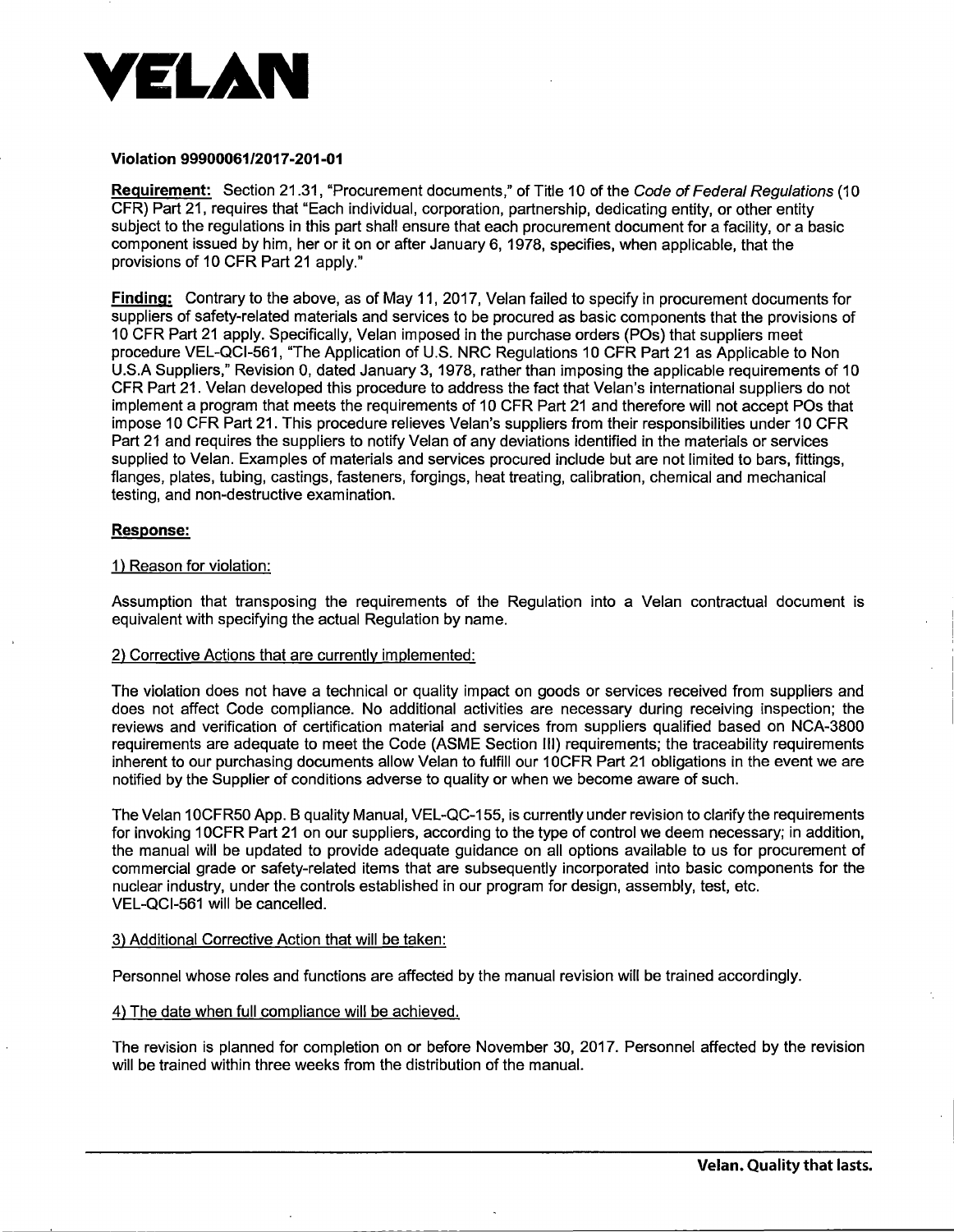# VELAN

**Violation 99900061/2017-201-01**

**Requirement:** Section 21.31, "Procurement documents," of Title 10 of the *Code of Federal Regulations* (10 CFR) Part 21, requires that "Each individual, corporation, partnership, dedicating entity, or other entity subject to the regulations in this part shall ensure that each procurement document for a facility, or a basic component issued by him, her or it on or after January 6, 1978, specifies, when applicable, that the provisions of 10 CFR Part 21 apply."

**Finding:** Contrary to the above, as of May 11, 2017, Velan failed to specify in procurement documents for suppliers of safety-related materials and services to be procured as basic components that the provisions of 10 CFR Part 21 apply. Specifically, Velan imposed in the purchase orders (POs) that suppliers meet procedure VEL-QCI-561, "The Application of U.S. NRC Regulations 10 CFR Part 21 as Applicable to Non U.S.A Suppliers," Revision 0, dated January 3, 1978, rather than imposing the applicable requirements of 10 CFR Part 21. Velan developed this procedure to address the fact that Velan's international suppliers do not implement a program that meets the requirements of 10 CFR Part 21 and therefore will not accept POs that impose 10 CFR Part 21. This procedure relieves Velan's suppliers from their responsibilities under 10 CFR Part 21 and requires the suppliers to notify Velan of any deviations identified in the materials or services supplied to Velan. Examples of materials and services procured include but are not limited to bars, fittings, flanges, plates, tubing, castings, fasteners, forgings, heat treating, calibration, chemical and mechanical testing, and non-destructive examination.

**Response:**

1) Reason for violation:

Assumption that transposing the requirements of the Regulation into a Velan contractual document is equivalent with specifying the actual Regulation by name.

2) Corrective Actions that are currently implemented:

The violation does not have a technical or quality impact on goods or services received from suppliers and does not affect Code compliance. No additional activities are necessary during receiving inspection; the reviews and verification of certification material and services from suppliers qualified based on NCA-3800 requirements are adequate to meet the Code (ASME Section III) requirements; the traceability requirements inherent to our purchasing documents allow Velan to fulfill our 10CFR Part 21 obligations in the event we are notified by the Supplier of conditions adverse to quality or when we become aware of such.

The Velan 10CFR50 App. B quality Manual, VEL-QC-155, is currently under revision to clarify the requirements for invoking 10CFR Part 21 on our suppliers, according to the type of control we deem necessary; in addition, the manual will be updated to provide adequate guidance on all options available to us for procurement of commercial grade or safety-related items that are subsequently incorporated into basic components for the nuclear industry, under the controls established in our program for design, assembly, test, etc. VEL-QCI-561 will be cancelled.

3) Additional Corrective Action that will be taken:

Personnel whose roles and functions are affected by the manual revision will be trained accordingly.

4) The date when full compliance will be achieved.

The revision is planned for completion on or before November 30, 2017. Personnel affected by the revision will be trained within three weeks from the distribution of the manual.

**Velan. Quality that lasts.**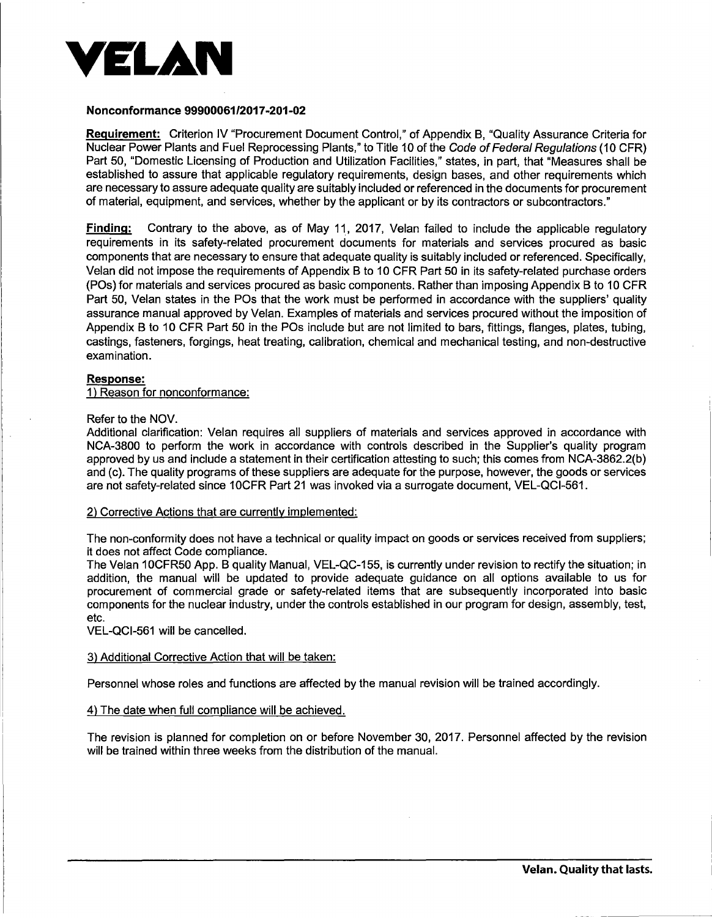# VELAN

**Nonconformance 99900061/2017-201-02**

**Requirement:** Criterion IV "Procurement Document Control," of Appendix B, "Quality Assurance Criteria for Nuclear Power Plants and Fuel Reprocessing Plants," to Title 10 of the *Code of Federal Regulations* (10 CFR) Part 50, "Domestic Licensing of Production and Utilization Facilities," states, in part, that "Measures shall be established to assure that applicable regulatory requirements, design bases, and other requirements which are necessary to assure adequate quality are suitably included or referenced in the documents for procurement of material, equipment, and services, whether by the applicant or by its contractors or subcontractors."

**Finding:** Contrary to the above, as of May 11, 2017, Velan failed to include the applicable regulatory requirements in its safety-related procurement documents for materials and services procured as basic components that are necessary to ensure that adequate quality is suitably included or referenced. Specifically, Velan did not impose the requirements of Appendix B to 10 CFR Part 50 in its safety-related purchase orders (POs) for materials and services procured as basic components. Rather than imposing Appendix B to 10 CFR Part 50, Velan states in the POs that the work must be performed in accordance with the suppliers' quality assurance manual approved by Velan. Examples of materials and services procured without the imposition of Appendix B to 10 CFR Part 50 in the POs include but are not limited to bars, fittings, flanges, plates, tubing, castings, fasteners, forgings, heat treating, calibration, chemical and mechanical testing, and non-destructive examination.

**Response:**

1) Reason for nonconformance:

Refer to the NOV.

Additional clarification: Velan requires all suppliers of materials and services approved in accordance with NCA-3800 to perform the work in accordance with controls described in the Supplier's quality program approved by us and include a statement in their certification attesting to such; this comes from NCA-3862.2(b) and (c). The quality programs of these suppliers are adequate for the purpose, however, the goods or services are not safety-related since 10CFR Part 21 was invoked via a surrogate document, VEL-QCI-561.

2) Corrective Actions that are currently implemented:

The non-conformity does not have a technical or quality impact on goods or services received from suppliers; it does not affect Code compliance.

The Velan 10CFR50 App. B quality Manual, VEL-QC-155, is currently under revision to rectify the situation; in addition, the manual will be updated to provide adequate guidance on all options available to us for procurement of commercial grade or safety-related items that are subsequently incorporated into basic components for the nuclear industry, under the controls established in our program for design, assembly, test, etc.

VEL-QCI-561 will be cancelled.

3) Additional Corrective Action that will be taken:

Personnel whose roles and functions are affected by the manual revision will be trained accordingly.

4) The date when full compliance will be achieved.

The revision is planned for completion on or before November 30, 2017. Personnel affected by the revision will be trained within three weeks from the distribution of the manual.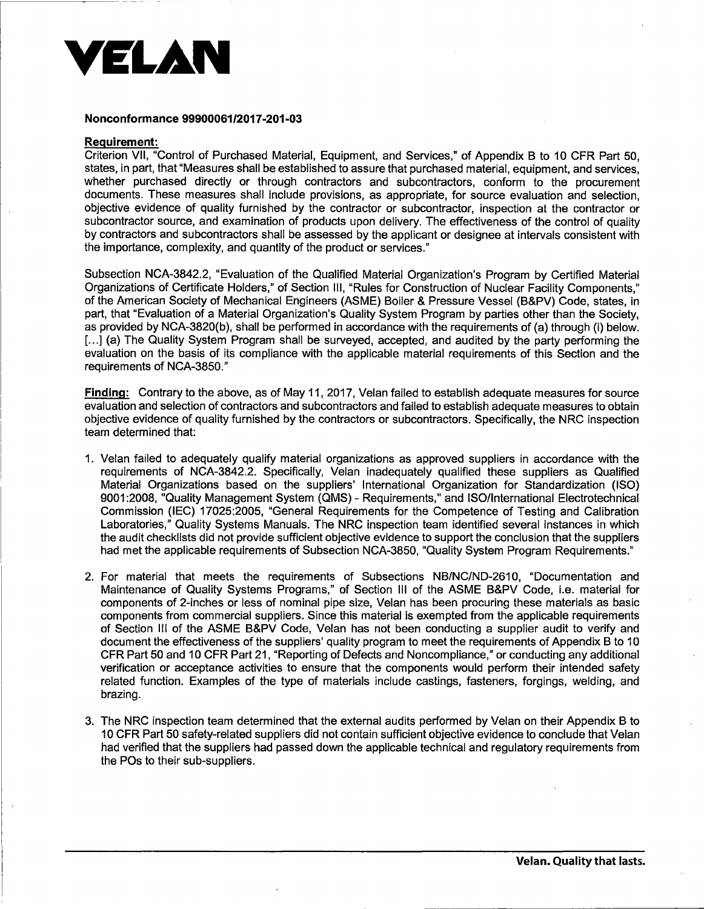**VELAN**

**Nonconformance 99900061/2017-201-03**

**Requirement:**

Criterion VII, "Control of Purchased Material, Equipment, and Services," of Appendix B to 10 CFR Part 50, states, in part, that "Measures shall be established to assure that purchased material, equipment, and services, whether purchased directly or through contractors and subcontractors, conform to the procurement documents. These measures shall include provisions, as appropriate, for source evaluation and selection, objective evidence of quality furnished by the contractor or subcontractor, inspection at the contractor or subcontractor source, and examination of products upon delivery. The effectiveness of the control of quality by contractors and subcontractors shall be assessed by the applicant or designee at intervals consistent with the importance, complexity, and quantity of the product or services."

Subsection NCA-3842.2, "Evaluation of the Qualified Material Organization's Program by Certified Material Organizations of Certificate Holders," of Section III, "Rules for Construction of Nuclear Facility Components," of the American Society of Mechanical Engineers (ASME) Boiler & Pressure Vessel (B&PV) Code, states, in part, that "Evaluation of a Material Organization's Quality System Program by parties other than the Society, as provided by NCA-3820(b), shall be performed in accordance with the requirements of (a) through (l) below. [...] (a) The Quality System Program shall be surveyed, accepted, and audited by the party performing the evaluation on the basis of its compliance with the applicable material requirements of this Section and the requirements of NCA-3850."

**Finding:** Contrary to the above, as of May 11, 2017, Velan failed to establish adequate measures for source evaluation and selection of contractors and subcontractors and failed to establish adequate measures to obtain objective evidence of quality furnished by the contractors or subcontractors. Specifically, the NRC inspection team determined that:

1. Velan failed to adequately qualify material organizations as approved suppliers in accordance with the requirements of NCA-3842.2. Specifically, Velan inadequately qualified these suppliers as Qualified Material Organizations based on the suppliers' International Organization for Standardization (ISO) 9001:2008, "Quality Management System (QMS) - Requirements," and ISO/International Electrotechnical Commission (IEC) 17025:2005, "General Requirements for the Competence of Testing and Calibration Laboratories," Quality Systems Manuals. The NRC inspection team identified several instances in which the audit checklists did not provide sufficient objective evidence to support the conclusion that the suppliers had met the applicable requirements of Subsection NCA-3850, "Quality System Program Requirements."

2. For material that meets the requirements of Subsections NB/NC/ND-2610, "Documentation and Maintenance of Quality Systems Programs," of Section III of the ASME B&PV Code, i.e. material for components of 2-inches or less of nominal pipe size, Velan has been procuring these materials as basic components from commercial suppliers. Since this material is exempted from the applicable requirements of Section III of the ASME B&PV Code, Velan has not been conducting a supplier audit to verify and document the effectiveness of the suppliers' quality program to meet the requirements of Appendix B to 10 CFR Part 50 and 10 CFR Part 21, "Reporting of Defects and Noncompliance," or conducting any additional verification or acceptance activities to ensure that the components would perform their intended safety related function. Examples of the type of materials include castings, fasteners, forgings, welding, and brazing.

3. The NRC inspection team determined that the external audits performed by Velan on their Appendix B to 10 CFR Part 50 safety-related suppliers did not contain sufficient objective evidence to conclude that Velan had verified that the suppliers had passed down the applicable technical and regulatory requirements from the POs to their sub-suppliers.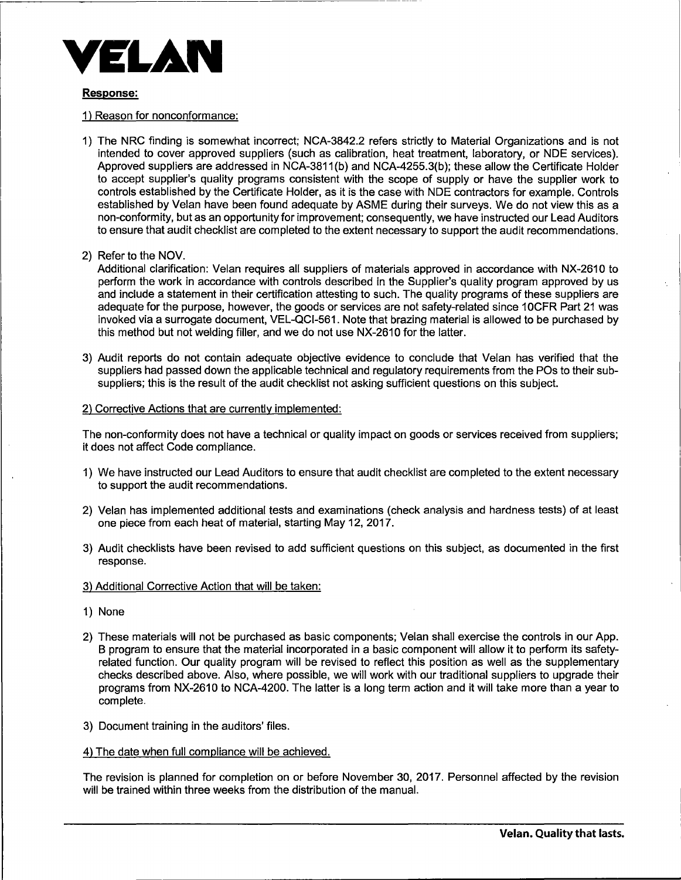# VELAN

**Response:**

1) Reason for nonconformance:

1) The NRC finding is somewhat incorrect; NCA-3842.2 refers strictly to Material Organizations and is not intended to cover approved suppliers (such as calibration, heat treatment, laboratory, or NDE services). Approved suppliers are addressed in NCA-3811(b) and NCA-4255.3(b); these allow the Certificate Holder to accept supplier's quality programs consistent with the scope of supply or have the supplier work to controls established by the Certificate Holder, as it is the case with NDE contractors for example. Controls established by Velan have been found adequate by ASME during their surveys. We do not view this as a non-conformity, but as an opportunity for improvement; consequently, we have instructed our Lead Auditors to ensure that audit checklist are completed to the extent necessary to support the audit recommendations.

2) Refer to the NOV.
   Additional clarification: Velan requires all suppliers of materials approved in accordance with NX-2610 to perform the work in accordance with controls described in the Supplier's quality program approved by us and include a statement in their certification attesting to such. The quality programs of these suppliers are adequate for the purpose, however, the goods or services are not safety-related since 10CFR Part 21 was invoked via a surrogate document, VEL-QCI-561. Note that brazing material is allowed to be purchased by this method but not welding filler, and we do not use NX-2610 for the latter.

3) Audit reports do not contain adequate objective evidence to conclude that Velan has verified that the suppliers had passed down the applicable technical and regulatory requirements from the POs to their sub-suppliers; this is the result of the audit checklist not asking sufficient questions on this subject.

2) Corrective Actions that are currently implemented:

The non-conformity does not have a technical or quality impact on goods or services received from suppliers; it does not affect Code compliance.

1) We have instructed our Lead Auditors to ensure that audit checklist are completed to the extent necessary to support the audit recommendations.

2) Velan has implemented additional tests and examinations (check analysis and hardness tests) of at least one piece from each heat of material, starting May 12, 2017.

3) Audit checklists have been revised to add sufficient questions on this subject, as documented in the first response.

3) Additional Corrective Action that will be taken:

1) None

2) These materials will not be purchased as basic components; Velan shall exercise the controls in our App. B program to ensure that the material incorporated in a basic component will allow it to perform its safety-related function. Our quality program will be revised to reflect this position as well as the supplementary checks described above. Also, where possible, we will work with our traditional suppliers to upgrade their programs from NX-2610 to NCA-4200. The latter is a long term action and it will take more than a year to complete.

3) Document training in the auditors' files.

4) The date when full compliance will be achieved.

The revision is planned for completion on or before November 30, 2017. Personnel affected by the revision will be trained within three weeks from the distribution of the manual.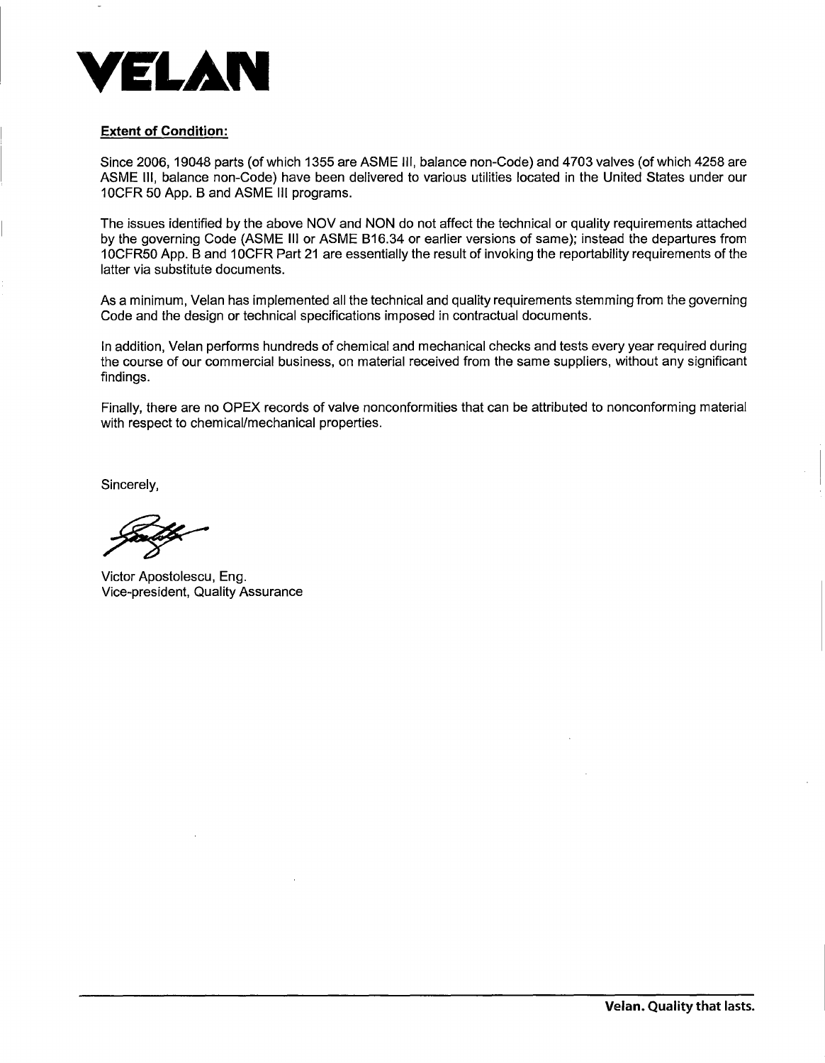**Extent of Condition:**

Since 2006, 19048 parts (of which 1355 are ASME III, balance non-Code) and 4703 valves (of which 4258 are ASME III, balance non-Code) have been delivered to various utilities located in the United States under our 10CFR 50 App. B and ASME III programs.

The issues identified by the above NOV and NON do not affect the technical or quality requirements attached by the governing Code (ASME III or ASME B16.34 or earlier versions of same); instead the departures from 10CFR50 App. B and 10CFR Part 21 are essentially the result of invoking the reportability requirements of the latter via substitute documents.

As a minimum, Velan has implemented all the technical and quality requirements stemming from the governing Code and the design or technical specifications imposed in contractual documents.

In addition, Velan performs hundreds of chemical and mechanical checks and tests every year required during the course of our commercial business, on material received from the same suppliers, without any significant findings.

Finally, there are no OPEX records of valve nonconformities that can be attributed to nonconforming material with respect to chemical/mechanical properties.

Sincerely,

Victor Apostolescu, Eng.
Vice-president, Quality Assurance